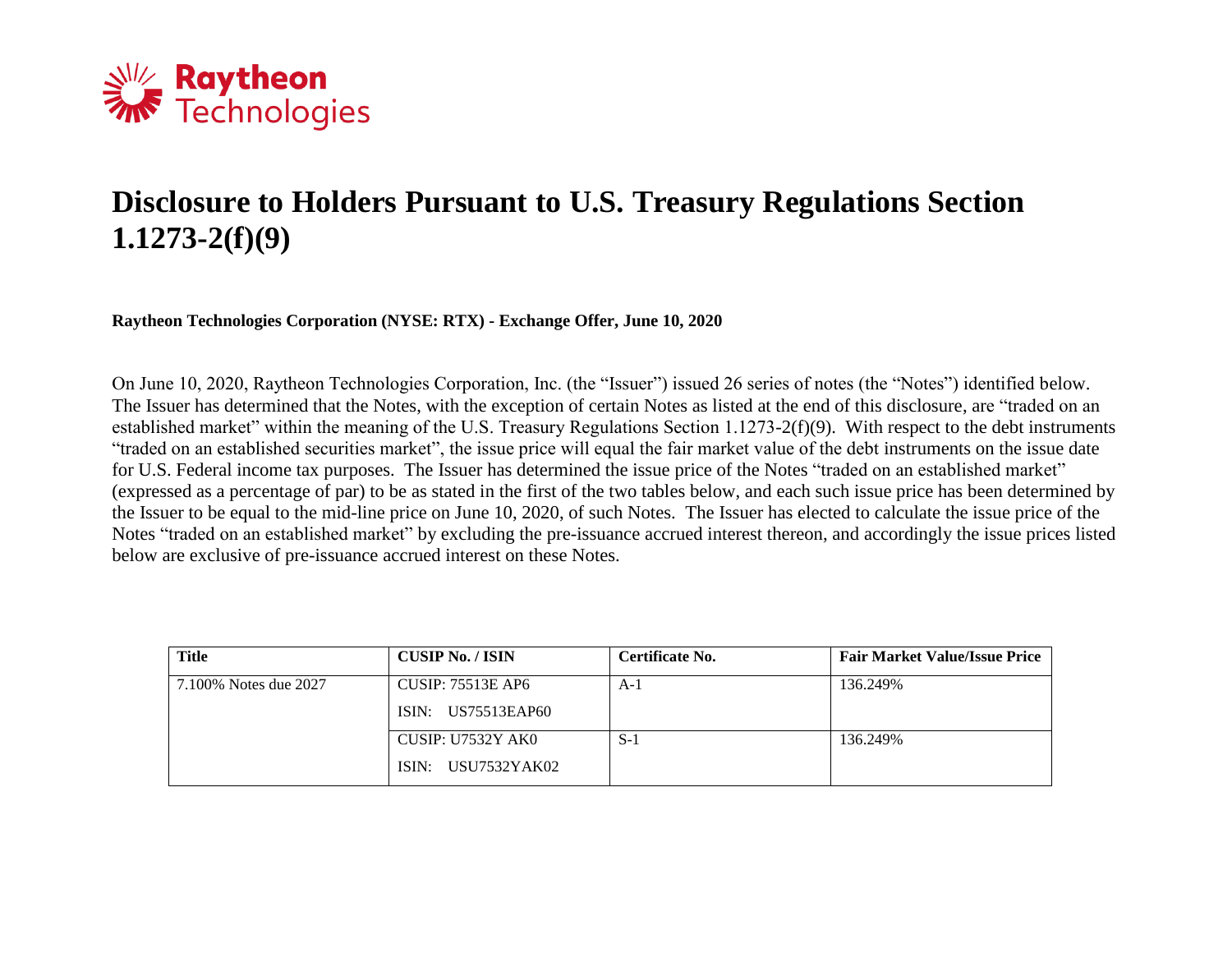# Disclosure to Holders Pursuant to U.S. Treasury Regulations Section 1.1273-2(f)(9)

**Raytheon Technologies Corporation (NYSE: RTX) - Exchange Offer, June 10, 2020**

On June 10, 2020, Raytheon Technologies Corporation, Inc. (the "Issuer") issued 26 series of notes (the "Notes") identified below. The Issuer has determined that the Notes, with the exception of certain Notes as listed at the end of this disclosure, are "traded on an established market" within the meaning of the U.S. Treasury Regulations Section 1.1273-2(f)(9). With respect to the debt instruments "traded on an established securities market", the issue price will equal the fair market value of the debt instruments on the issue date for U.S. Federal income tax purposes. The Issuer has determined the issue price of the Notes "traded on an established market" (expressed as a percentage of par) to be as stated in the first of the two tables below, and each such issue price has been determined by the Issuer to be equal to the mid-line price on June 10, 2020, of such Notes. The Issuer has elected to calculate the issue price of the Notes "traded on an established market" by excluding the pre-issuance accrued interest thereon, and accordingly the issue prices listed below are exclusive of pre-issuance accrued interest on these Notes.

| Title | CUSIP No. / ISIN | Certificate No. | Fair Market Value/Issue Price |
|---|---|---|---|
| 7.100% Notes due 2027 | CUSIP: 75513E AP6<br>ISIN: US75513EAP60 | A-1 | 136.249% |
| | CUSIP: U7532Y AK0<br>ISIN: USU7532YAK02 | S-1 | 136.249% |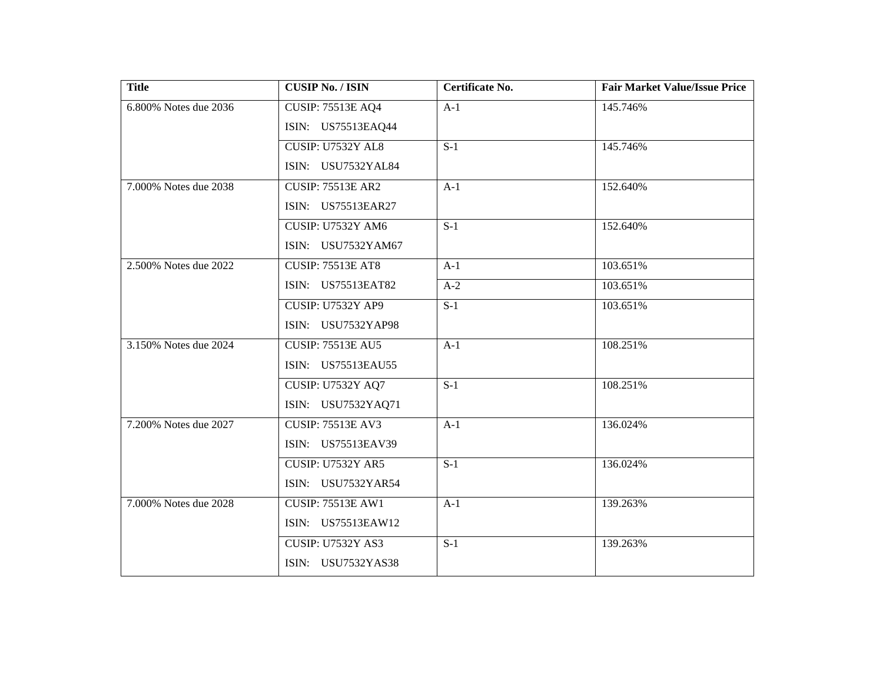| Title | CUSIP No. / ISIN | Certificate No. | Fair Market Value/Issue Price |
|---|---|---|---|
| 6.800% Notes due 2036 | CUSIP: 75513E AQ4<br>ISIN: US75513EAQ44 | A-1 | 145.746% |
| | CUSIP: U7532Y AL8<br>ISIN: USU7532YAL84 | S-1 | 145.746% |
| 7.000% Notes due 2038 | CUSIP: 75513E AR2<br>ISIN: US75513EAR27 | A-1 | 152.640% |
| | CUSIP: U7532Y AM6<br>ISIN: USU7532YAM67 | S-1 | 152.640% |
| 2.500% Notes due 2022 | CUSIP: 75513E AT8<br>ISIN: US75513EAT82 | A-1 | 103.651% |
| | | A-2 | 103.651% |
| | CUSIP: U7532Y AP9<br>ISIN: USU7532YAP98 | S-1 | 103.651% |
| 3.150% Notes due 2024 | CUSIP: 75513E AU5<br>ISIN: US75513EAU55 | A-1 | 108.251% |
| | CUSIP: U7532Y AQ7<br>ISIN: USU7532YAQ71 | S-1 | 108.251% |
| 7.200% Notes due 2027 | CUSIP: 75513E AV3<br>ISIN: US75513EAV39 | A-1 | 136.024% |
| | CUSIP: U7532Y AR5<br>ISIN: USU7532YAR54 | S-1 | 136.024% |
| 7.000% Notes due 2028 | CUSIP: 75513E AW1<br>ISIN: US75513EAW12 | A-1 | 139.263% |
| | CUSIP: U7532Y AS3<br>ISIN: USU7532YAS38 | S-1 | 139.263% |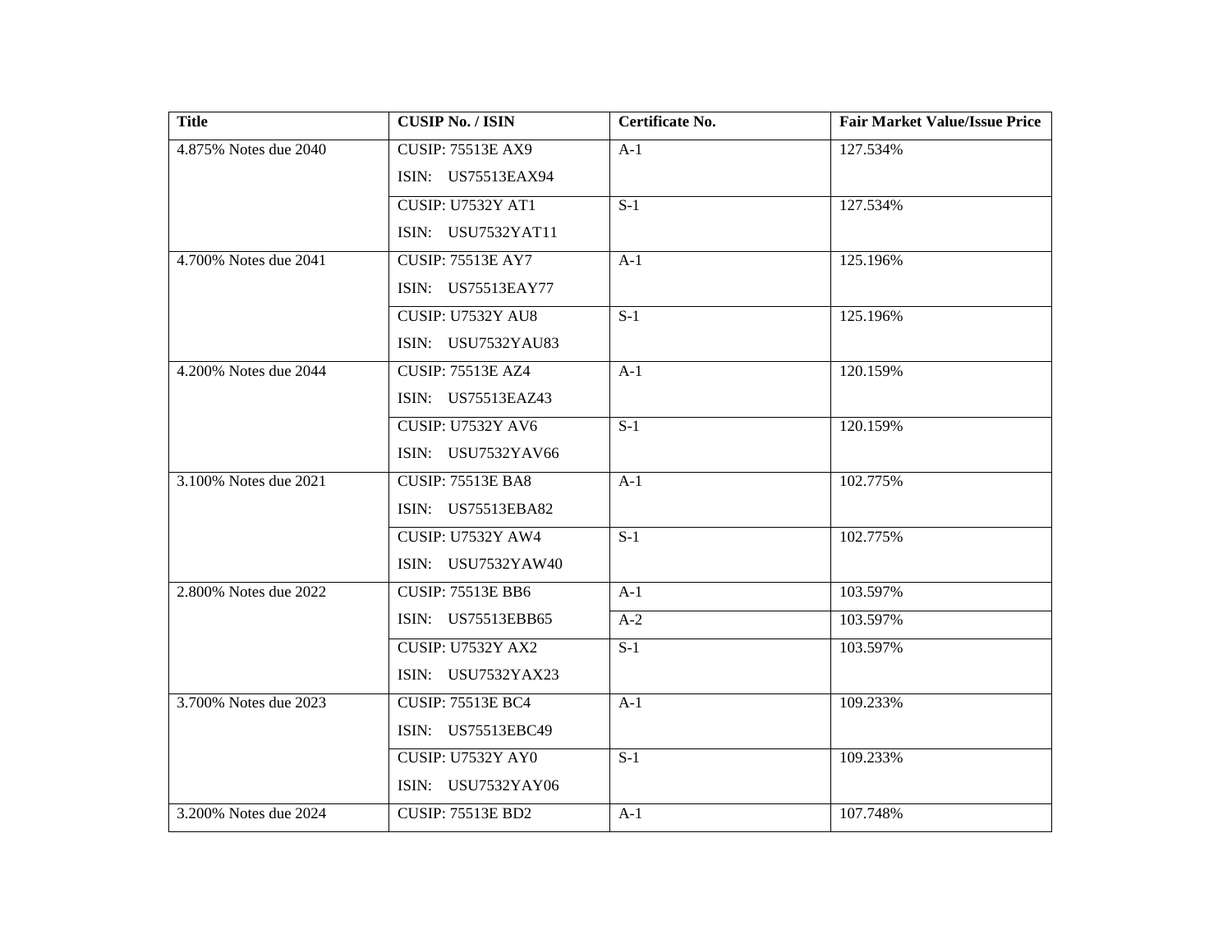| Title | CUSIP No. / ISIN | Certificate No. | Fair Market Value/Issue Price |
| --- | --- | --- | --- |
| 4.875% Notes due 2040 | CUSIP: 75513E AX9<br>ISIN: US75513EAX94 | A-1 | 127.534% |
| | CUSIP: U7532Y AT1<br>ISIN: USU7532YAT11 | S-1 | 127.534% |
| 4.700% Notes due 2041 | CUSIP: 75513E AY7<br>ISIN: US75513EAY77 | A-1 | 125.196% |
| | CUSIP: U7532Y AU8<br>ISIN: USU7532YAU83 | S-1 | 125.196% |
| 4.200% Notes due 2044 | CUSIP: 75513E AZ4<br>ISIN: US75513EAZ43 | A-1 | 120.159% |
| | CUSIP: U7532Y AV6<br>ISIN: USU7532YAV66 | S-1 | 120.159% |
| 3.100% Notes due 2021 | CUSIP: 75513E BA8<br>ISIN: US75513EBA82 | A-1 | 102.775% |
| | CUSIP: U7532Y AW4<br>ISIN: USU7532YAW40 | S-1 | 102.775% |
| 2.800% Notes due 2022 | CUSIP: 75513E BB6<br>ISIN: US75513EBB65 | A-1 | 103.597% |
| | | A-2 | 103.597% |
| | CUSIP: U7532Y AX2<br>ISIN: USU7532YAX23 | S-1 | 103.597% |
| 3.700% Notes due 2023 | CUSIP: 75513E BC4<br>ISIN: US75513EBC49 | A-1 | 109.233% |
| | CUSIP: U7532Y AY0<br>ISIN: USU7532YAY06 | S-1 | 109.233% |
| 3.200% Notes due 2024 | CUSIP: 75513E BD2 | A-1 | 107.748% |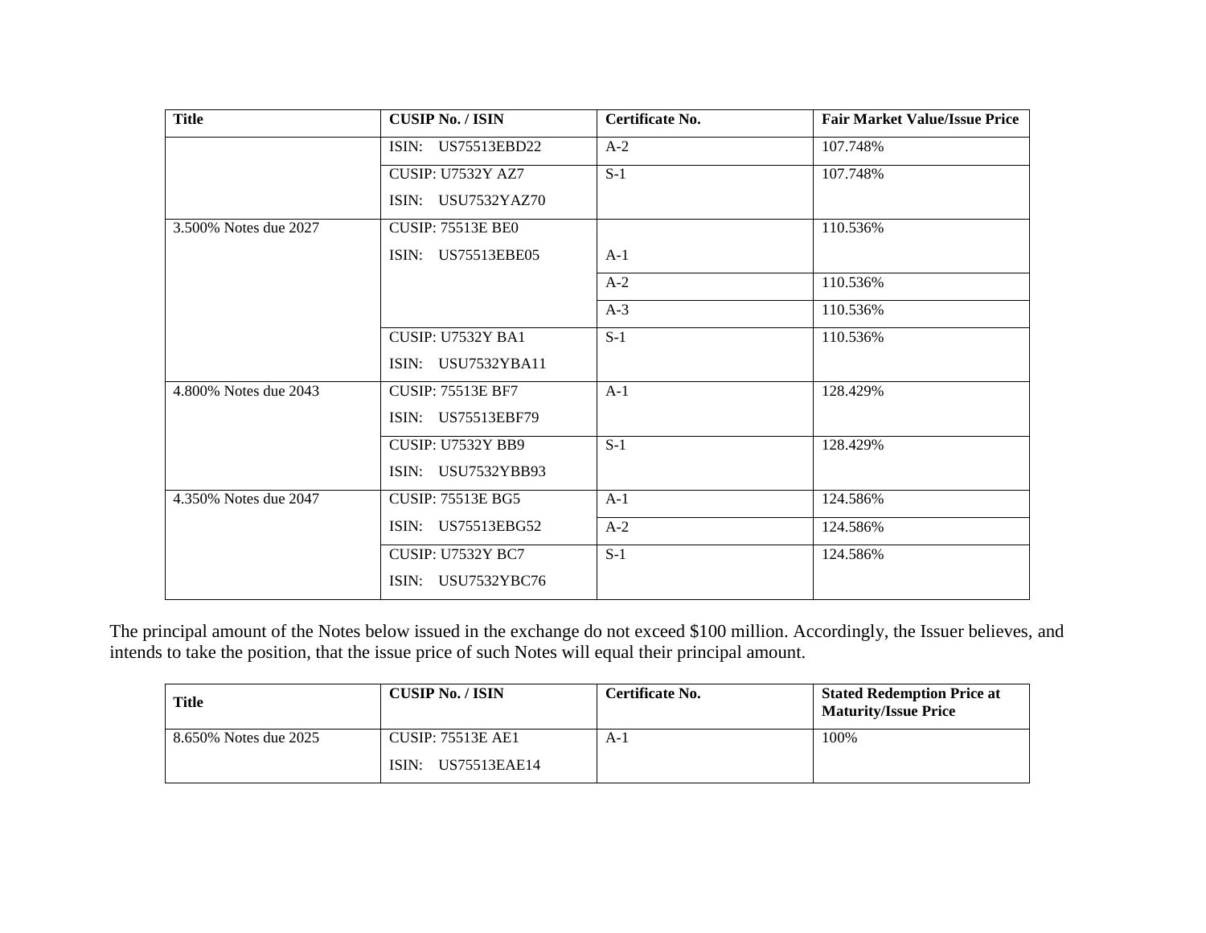| Title | CUSIP No. / ISIN | Certificate No. | Fair Market Value/Issue Price |
|---|---|---|---|
| | ISIN: US75513EBD22 | A-2 | 107.748% |
| | CUSIP: U7532Y AZ7<br>ISIN: USU7532YAZ70 | S-1 | 107.748% |
| 3.500% Notes due 2027 | CUSIP: 75513E BE0<br>ISIN: US75513EBE05 | A-1 | 110.536% |
| | | A-2 | 110.536% |
| | | A-3 | 110.536% |
| | CUSIP: U7532Y BA1<br>ISIN: USU7532YBA11 | S-1 | 110.536% |
| 4.800% Notes due 2043 | CUSIP: 75513E BF7<br>ISIN: US75513EBF79 | A-1 | 128.429% |
| | CUSIP: U7532Y BB9<br>ISIN: USU7532YBB93 | S-1 | 128.429% |
| 4.350% Notes due 2047 | CUSIP: 75513E BG5<br>ISIN: US75513EBG52 | A-1 | 124.586% |
| | | A-2 | 124.586% |
| | CUSIP: U7532Y BC7<br>ISIN: USU7532YBC76 | S-1 | 124.586% |

The principal amount of the Notes below issued in the exchange do not exceed $100 million. Accordingly, the Issuer believes, and intends to take the position, that the issue price of such Notes will equal their principal amount.

| Title | CUSIP No. / ISIN | Certificate No. | Stated Redemption Price at Maturity/Issue Price |
|---|---|---|---|
| 8.650% Notes due 2025 | CUSIP: 75513E AE1<br>ISIN: US75513EAE14 | A-1 | 100% |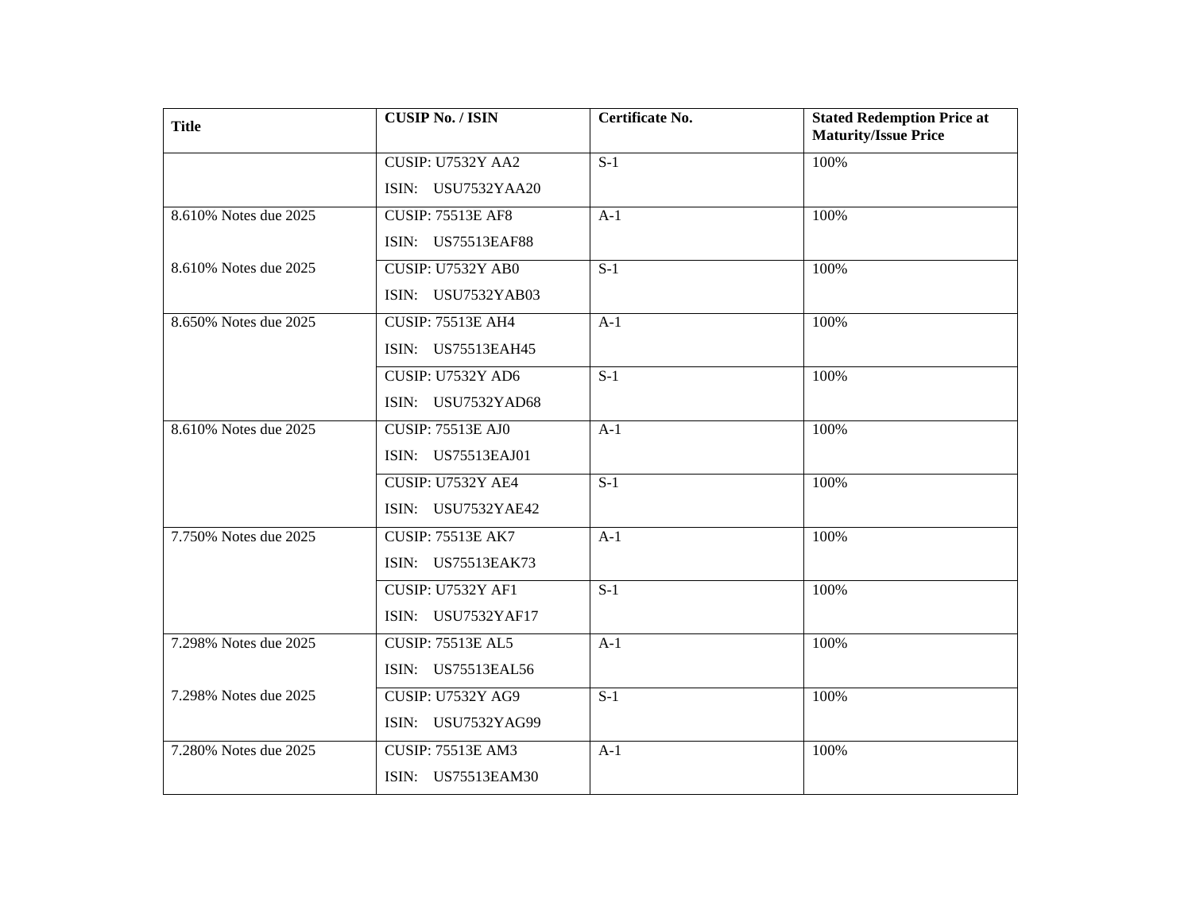| Title | CUSIP No. / ISIN | Certificate No. | Stated Redemption Price at Maturity/Issue Price |
|---|---|---|---|
| | CUSIP: U7532Y AA2<br>ISIN: USU7532YAA20 | S-1 | 100% |
| 8.610% Notes due 2025 | CUSIP: 75513E AF8<br>ISIN: US75513EAF88 | A-1 | 100% |
| 8.610% Notes due 2025 | CUSIP: U7532Y AB0<br>ISIN: USU7532YAB03 | S-1 | 100% |
| 8.650% Notes due 2025 | CUSIP: 75513E AH4<br>ISIN: US75513EAH45 | A-1 | 100% |
| | CUSIP: U7532Y AD6<br>ISIN: USU7532YAD68 | S-1 | 100% |
| 8.610% Notes due 2025 | CUSIP: 75513E AJ0<br>ISIN: US75513EAJ01 | A-1 | 100% |
| | CUSIP: U7532Y AE4<br>ISIN: USU7532YAE42 | S-1 | 100% |
| 7.750% Notes due 2025 | CUSIP: 75513E AK7<br>ISIN: US75513EAK73 | A-1 | 100% |
| | CUSIP: U7532Y AF1<br>ISIN: USU7532YAF17 | S-1 | 100% |
| 7.298% Notes due 2025 | CUSIP: 75513E AL5<br>ISIN: US75513EAL56 | A-1 | 100% |
| 7.298% Notes due 2025 | CUSIP: U7532Y AG9<br>ISIN: USU7532YAG99 | S-1 | 100% |
| 7.280% Notes due 2025 | CUSIP: 75513E AM3<br>ISIN: US75513EAM30 | A-1 | 100% |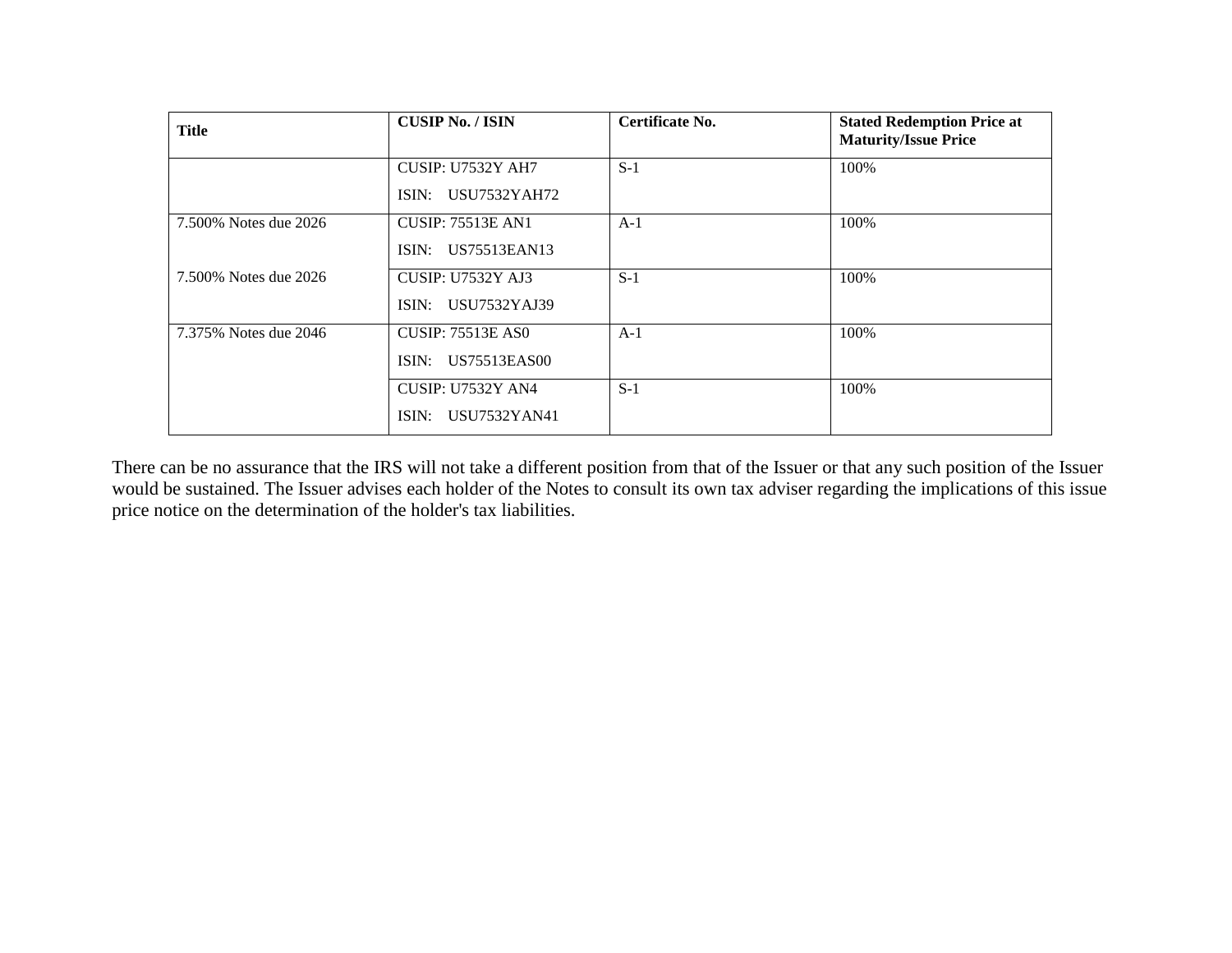| Title | CUSIP No. / ISIN | Certificate No. | Stated Redemption Price at Maturity/Issue Price |
|---|---|---|---|
| | CUSIP: U7532Y AH7<br>ISIN: USU7532YAH72 | S-1 | 100% |
| 7.500% Notes due 2026 | CUSIP: 75513E AN1<br>ISIN: US75513EAN13 | A-1 | 100% |
| 7.500% Notes due 2026 | CUSIP: U7532Y AJ3<br>ISIN: USU7532YAJ39 | S-1 | 100% |
| 7.375% Notes due 2046 | CUSIP: 75513E AS0<br>ISIN: US75513EAS00 | A-1 | 100% |
| | CUSIP: U7532Y AN4<br>ISIN: USU7532YAN41 | S-1 | 100% |

There can be no assurance that the IRS will not take a different position from that of the Issuer or that any such position of the Issuer would be sustained. The Issuer advises each holder of the Notes to consult its own tax adviser regarding the implications of this issue price notice on the determination of the holder's tax liabilities.